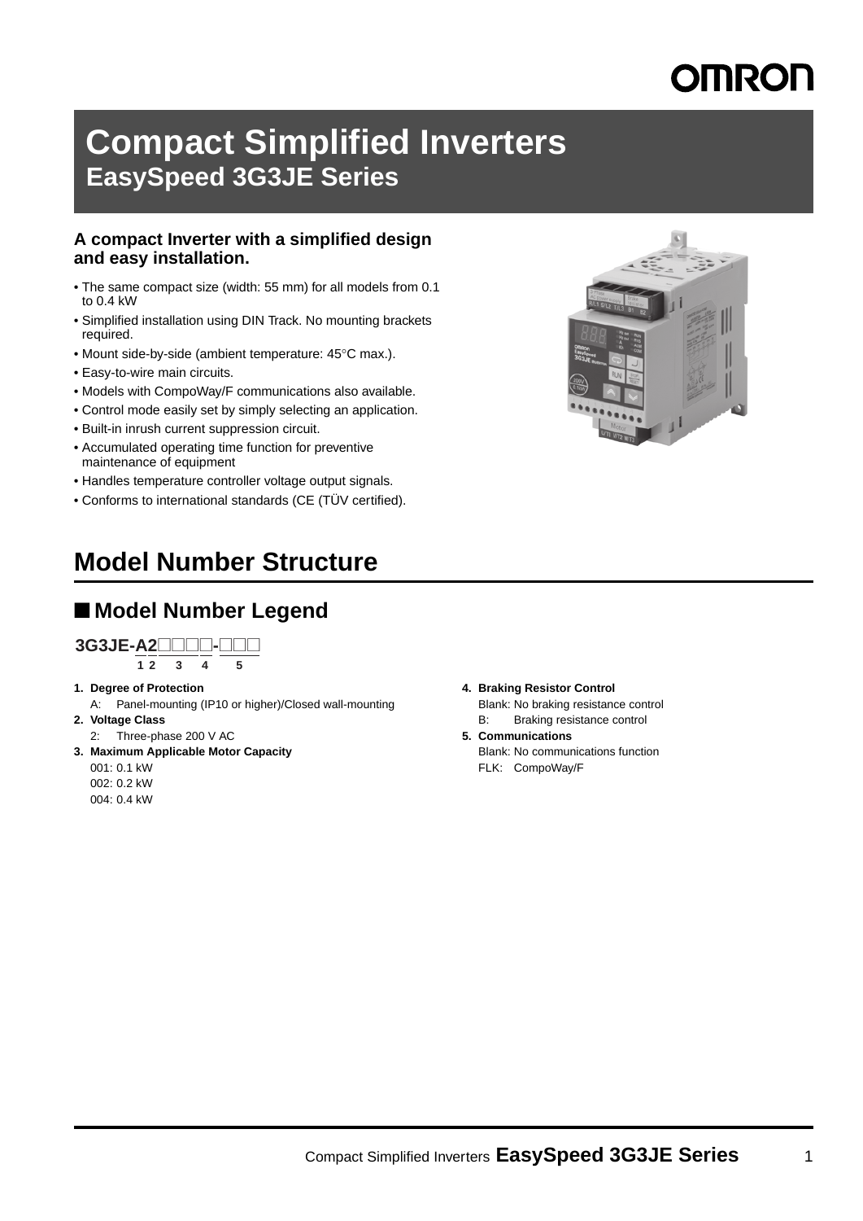OMRON

# Compact Simplified Inverters
## EasySpeed 3G3JE Series

**A compact Inverter with a simplified design and easy installation.**

- The same compact size (width: 55 mm) for all models from 0.1 to 0.4 kW
- Simplified installation using DIN Track. No mounting brackets required.
- Mount side-by-side (ambient temperature: 45°C max.).
- Easy-to-wire main circuits.
- Models with CompoWay/F communications also available.
- Control mode easily set by simply selecting an application.
- Built-in inrush current suppression circuit.
- Accumulated operating time function for preventive maintenance of equipment
- Handles temperature controller voltage output signals.
- Conforms to international standards (CE (TÜV certified).

# Model Number Structure

## ■ Model Number Legend

**3G3JE-A2□□□□-□□□**

1 2 3 4 5

1. **Degree of Protection**
   A: Panel-mounting (IP10 or higher)/Closed wall-mounting
2. **Voltage Class**
   2: Three-phase 200 V AC
3. **Maximum Applicable Motor Capacity**
   001: 0.1 kW
   002: 0.2 kW
   004: 0.4 kW
4. **Braking Resistor Control**
   Blank: No braking resistance control
   B: Braking resistance control
5. **Communications**
   Blank: No communications function
   FLK: CompoWay/F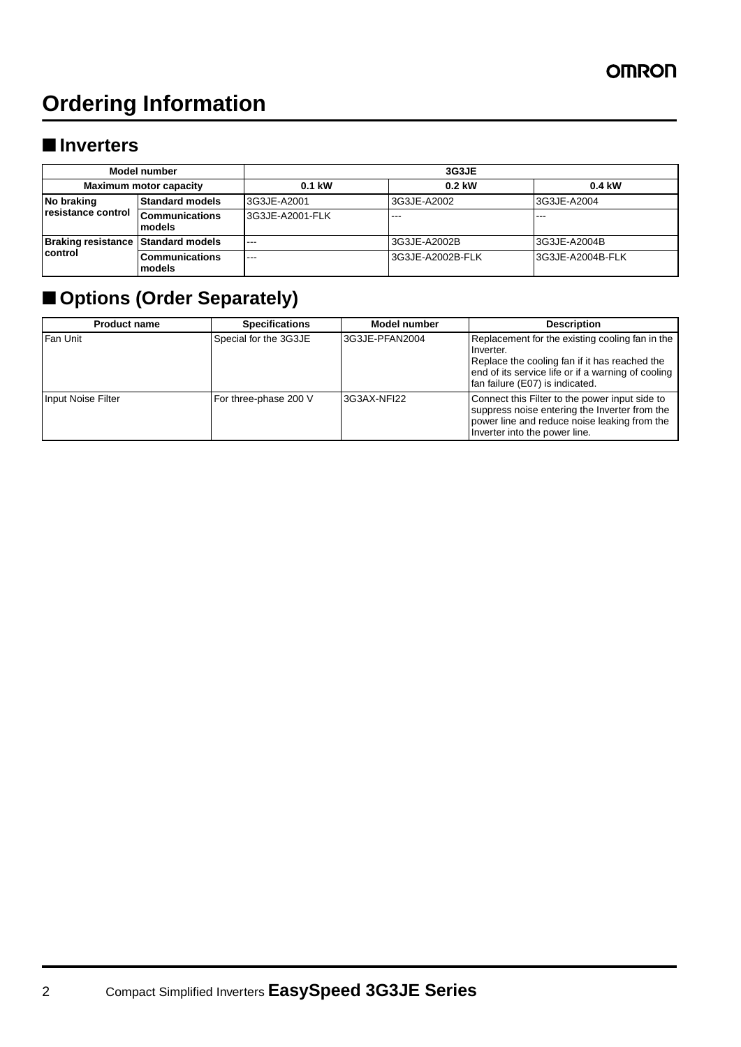# Ordering Information

## ■ Inverters

| Model number | | 3G3JE | | |
|---|---|---|---|---|
| Maximum motor capacity | | 0.1 kW | 0.2 kW | 0.4 kW |
| No braking resistance control | Standard models | 3G3JE-A2001 | 3G3JE-A2002 | 3G3JE-A2004 |
| | Communications models | 3G3JE-A2001-FLK | --- | --- |
| Braking resistance control | Standard models | --- | 3G3JE-A2002B | 3G3JE-A2004B |
| | Communications models | --- | 3G3JE-A2002B-FLK | 3G3JE-A2004B-FLK |

## ■ Options (Order Separately)

| Product name | Specifications | Model number | Description |
|---|---|---|---|
| Fan Unit | Special for the 3G3JE | 3G3JE-PFAN2004 | Replacement for the existing cooling fan in the Inverter. Replace the cooling fan if it has reached the end of its service life or if a warning of cooling fan failure (E07) is indicated. |
| Input Noise Filter | For three-phase 200 V | 3G3AX-NFI22 | Connect this Filter to the power input side to suppress noise entering the Inverter from the power line and reduce noise leaking from the Inverter into the power line. |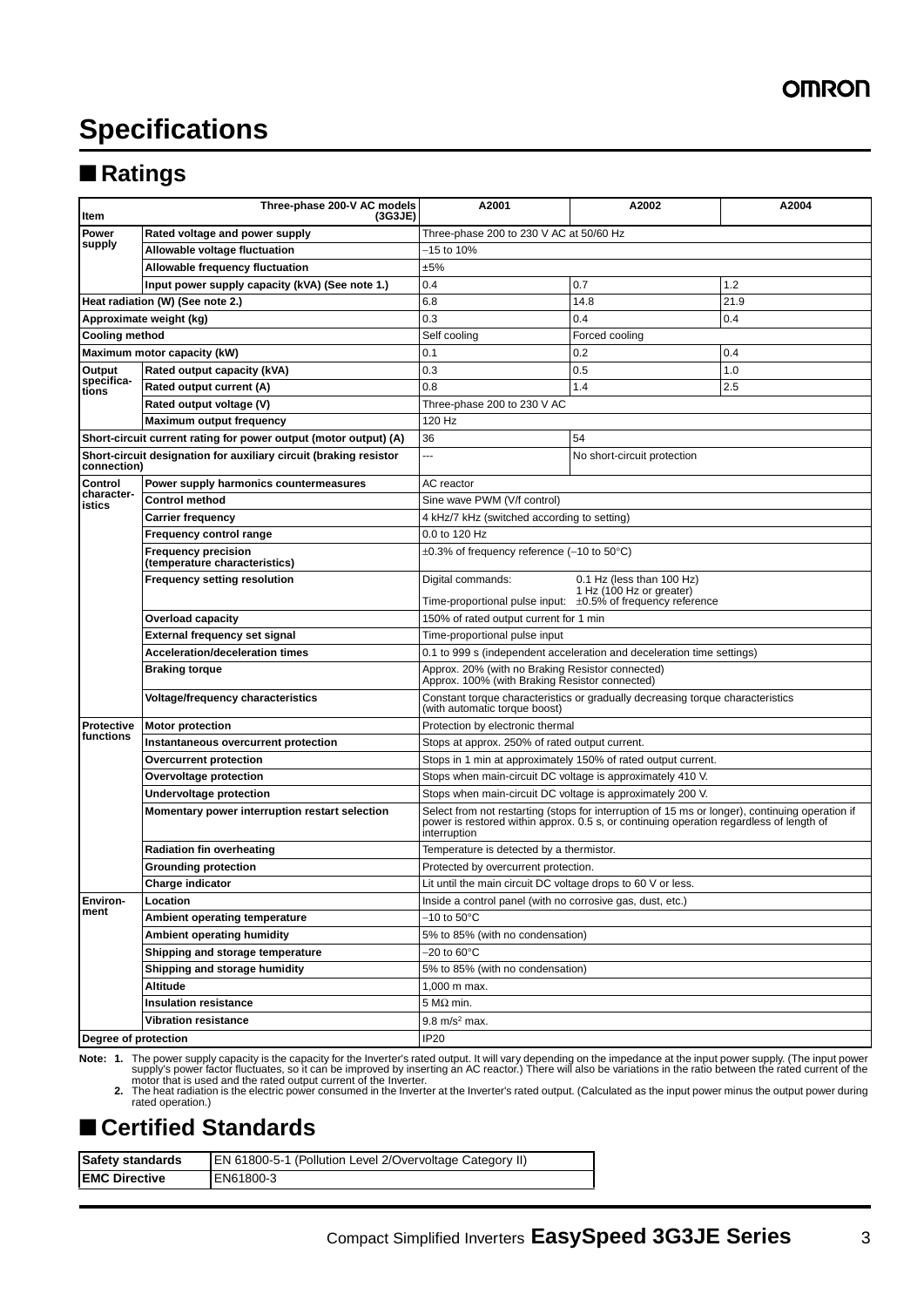# Specifications

## ■ Ratings

| Item | Three-phase 200-V AC models (3G3JE) | A2001 | A2002 | A2004 |
|---|---|---|---|---|
| Power supply | Rated voltage and power supply | Three-phase 200 to 230 V AC at 50/60 Hz | | |
| | Allowable voltage fluctuation | −15 to 10% | | |
| | Allowable frequency fluctuation | ±5% | | |
| | Input power supply capacity (kVA) (See note 1.) | 0.4 | 0.7 | 1.2 |
| Heat radiation (W) (See note 2.) | | 6.8 | 14.8 | 21.9 |
| Approximate weight (kg) | | 0.3 | 0.4 | 0.4 |
| Cooling method | | Self cooling | Forced cooling | |
| Maximum motor capacity (kW) | | 0.1 | 0.2 | 0.4 |
| Output specifications | Rated output capacity (kVA) | 0.3 | 0.5 | 1.0 |
| | Rated output current (A) | 0.8 | 1.4 | 2.5 |
| | Rated output voltage (V) | Three-phase 200 to 230 V AC | | |
| | Maximum output frequency | 120 Hz | | |
| Short-circuit current rating for power output (motor output) (A) | | 36 | 54 | |
| Short-circuit designation for auxiliary circuit (braking resistor connection) | | --- | No short-circuit protection | |
| Control characteristics | Power supply harmonics countermeasures | AC reactor | | |
| | Control method | Sine wave PWM (V/f control) | | |
| | Carrier frequency | 4 kHz/7 kHz (switched according to setting) | | |
| | Frequency control range | 0.0 to 120 Hz | | |
| | Frequency precision (temperature characteristics) | ±0.3% of frequency reference (−10 to 50°C) | | |
| | Frequency setting resolution | Digital commands: 0.1 Hz (less than 100 Hz), 1 Hz (100 Hz or greater); Time-proportional pulse input: ±0.5% of frequency reference | | |
| | Overload capacity | 150% of rated output current for 1 min | | |
| | External frequency set signal | Time-proportional pulse input | | |
| | Acceleration/deceleration times | 0.1 to 999 s (independent acceleration and deceleration time settings) | | |
| | Braking torque | Approx. 20% (with no Braking Resistor connected) Approx. 100% (with Braking Resistor connected) | | |
| | Voltage/frequency characteristics | Constant torque characteristics or gradually decreasing torque characteristics (with automatic torque boost) | | |
| Protective functions | Motor protection | Protection by electronic thermal | | |
| | Instantaneous overcurrent protection | Stops at approx. 250% of rated output current. | | |
| | Overcurrent protection | Stops in 1 min at approximately 150% of rated output current. | | |
| | Overvoltage protection | Stops when main-circuit DC voltage is approximately 410 V. | | |
| | Undervoltage protection | Stops when main-circuit DC voltage is approximately 200 V. | | |
| | Momentary power interruption restart selection | Select from not restarting (stops for interruption of 15 ms or longer), continuing operation if power is restored within approx. 0.5 s, or continuing operation regardless of length of interruption | | |
| | Radiation fin overheating | Temperature is detected by a thermistor. | | |
| | Grounding protection | Protected by overcurrent protection. | | |
| | Charge indicator | Lit until the main circuit DC voltage drops to 60 V or less. | | |
| Environment | Location | Inside a control panel (with no corrosive gas, dust, etc.) | | |
| | Ambient operating temperature | −10 to 50°C | | |
| | Ambient operating humidity | 5% to 85% (with no condensation) | | |
| | Shipping and storage temperature | −20 to 60°C | | |
| | Shipping and storage humidity | 5% to 85% (with no condensation) | | |
| | Altitude | 1,000 m max. | | |
| | Insulation resistance | 5 MΩ min. | | |
| | Vibration resistance | 9.8 $m/s^2$ max. | | |
| Degree of protection | | IP20 | | |

**Note: 1.** The power supply capacity is the capacity for the Inverter's rated output. It will vary depending on the impedance at the input power supply. (The input power supply's power factor fluctuates, so it can be improved by inserting an AC reactor.) There will also be variations in the ratio between the rated current of the motor that is used and the rated output current of the Inverter.

**2.** The heat radiation is the electric power consumed in the Inverter at the Inverter's rated output. (Calculated as the input power minus the output power during rated operation.)

## ■ Certified Standards

| Safety standards | EN 61800-5-1 (Pollution Level 2/Overvoltage Category II) |
|---|---|
| EMC Directive | EN61800-3 |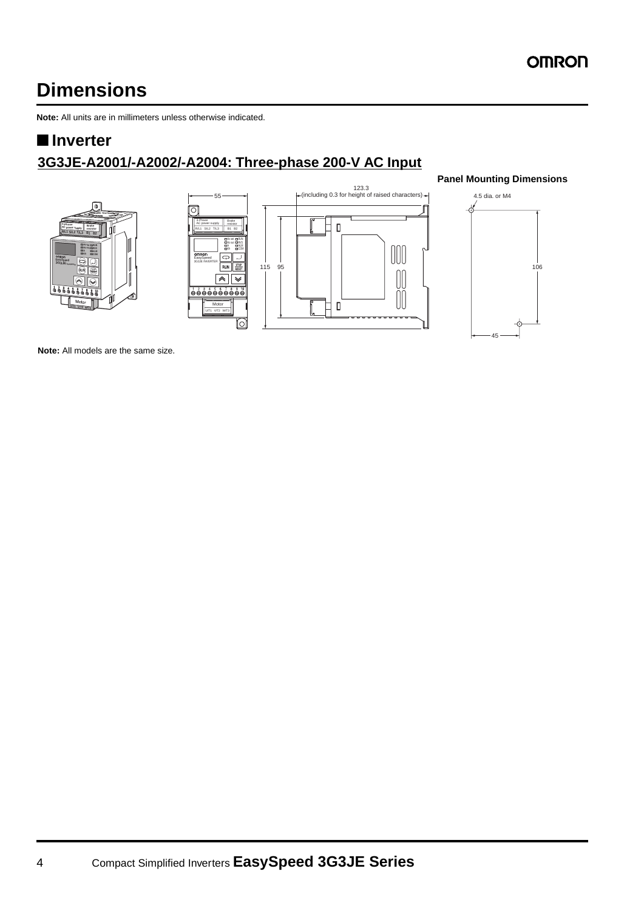# Dimensions

**Note:** All units are in millimeters unless otherwise indicated.

## ■ Inverter

### 3G3JE-A2001/-A2002/-A2004: Three-phase 200-V AC Input

**Panel Mounting Dimensions**

**Note:** All models are the same size.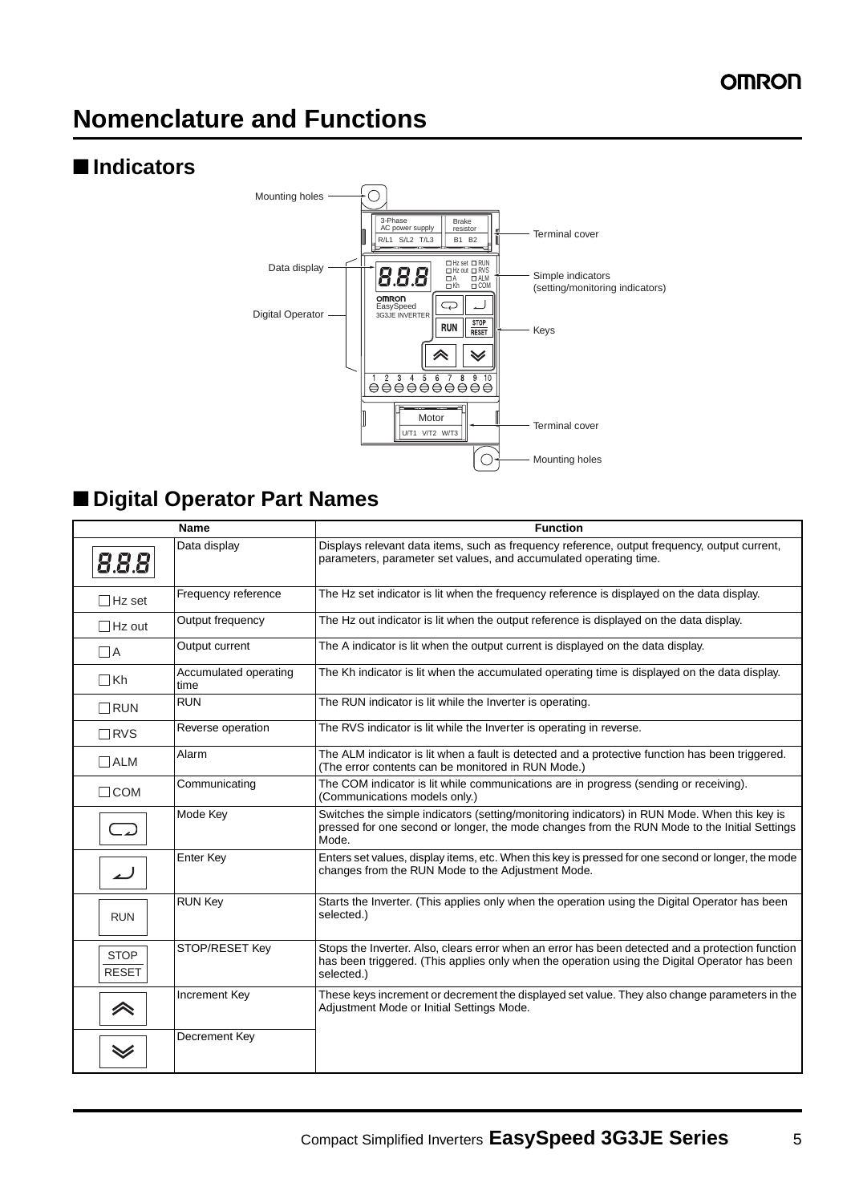# Nomenclature and Functions

## ■ Indicators

Mounting holes

3-Phase AC power supply R/L1 S/L2 T/L3

Brake resistor B1 B2

Terminal cover

Data display

Simple indicators (setting/monitoring indicators)

Digital Operator

Keys

Motor U/T1 V/T2 W/T3

Terminal cover

Mounting holes

## ■ Digital Operator Part Names

| Name | | Function |
|---|---|---|
| 8.8.8 | Data display | Displays relevant data items, such as frequency reference, output frequency, output current, parameters, parameter set values, and accumulated operating time. |
| □ Hz set | Frequency reference | The Hz set indicator is lit when the frequency reference is displayed on the data display. |
| □ Hz out | Output frequency | The Hz out indicator is lit when the output reference is displayed on the data display. |
| □ A | Output current | The A indicator is lit when the output current is displayed on the data display. |
| □ Kh | Accumulated operating time | The Kh indicator is lit when the accumulated operating time is displayed on the data display. |
| □ RUN | RUN | The RUN indicator is lit while the Inverter is operating. |
| □ RVS | Reverse operation | The RVS indicator is lit while the Inverter is operating in reverse. |
| □ ALM | Alarm | The ALM indicator is lit when a fault is detected and a protective function has been triggered. (The error contents can be monitored in RUN Mode.) |
| □ COM | Communicating | The COM indicator is lit while communications are in progress (sending or receiving). (Communications models only.) |
| (Mode Key symbol) | Mode Key | Switches the simple indicators (setting/monitoring indicators) in RUN Mode. When this key is pressed for one second or longer, the mode changes from the RUN Mode to the Initial Settings Mode. |
| (Enter Key symbol) | Enter Key | Enters set values, display items, etc. When this key is pressed for one second or longer, the mode changes from the RUN Mode to the Adjustment Mode. |
| RUN | RUN Key | Starts the Inverter. (This applies only when the operation using the Digital Operator has been selected.) |
| STOP/RESET | STOP/RESET Key | Stops the Inverter. Also, clears error when an error has been detected and a protection function has been triggered. (This applies only when the operation using the Digital Operator has been selected.) |
| ︽ | Increment Key | These keys increment or decrement the displayed set value. They also change parameters in the Adjustment Mode or Initial Settings Mode. |
| ︾ | Decrement Key | |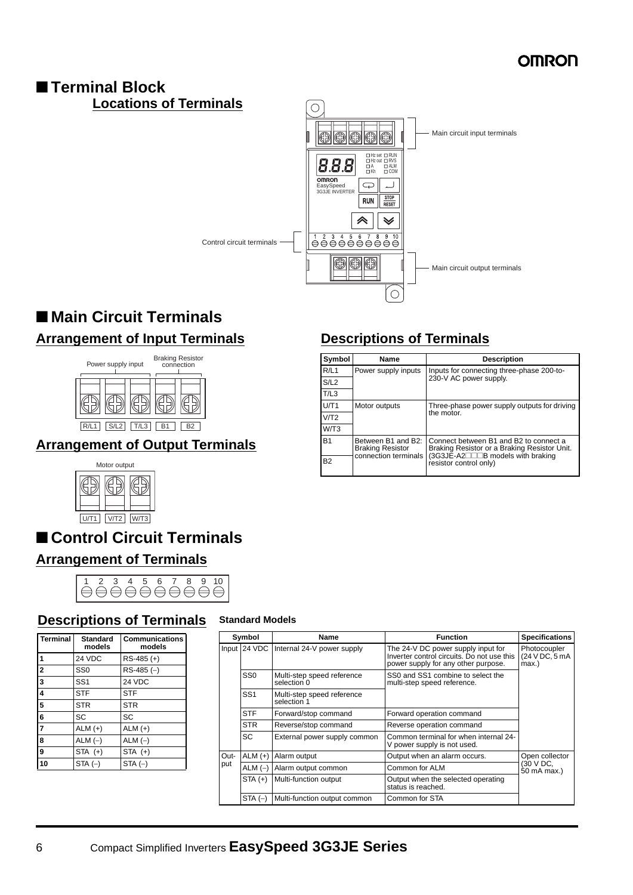## ■ Terminal Block

### Locations of Terminals

Main circuit input terminals

Control circuit terminals

Main circuit output terminals

## ■ Main Circuit Terminals

### Arrangement of Input Terminals

Power supply input — Braking Resistor connection

R/L1 S/L2 T/L3 B1 B2

### Arrangement of Output Terminals

Motor output

U/T1 V/T2 W/T3

### Descriptions of Terminals

| Symbol | Name | Description |
|---|---|---|
| R/L1 | Power supply inputs | Inputs for connecting three-phase 200-to-230-V AC power supply. |
| S/L2 | | |
| T/L3 | | |
| U/T1 | Motor outputs | Three-phase power supply outputs for driving the motor. |
| V/T2 | | |
| W/T3 | | |
| B1 | Between B1 and B2: Braking Resistor connection terminals | Connect between B1 and B2 to connect a Braking Resistor or a Braking Resistor Unit. (3G3JE-A2□□□B models with braking resistor control only) |
| B2 | | |

## ■ Control Circuit Terminals

### Arrangement of Terminals

1 2 3 4 5 6 7 8 9 10

### Descriptions of Terminals

| Terminal | Standard models | Communications models |
|---|---|---|
| 1 | 24 VDC | RS-485 (+) |
| 2 | SS0 | RS-485 (–) |
| 3 | SS1 | 24 VDC |
| 4 | STF | STF |
| 5 | STR | STR |
| 6 | SC | SC |
| 7 | ALM (+) | ALM (+) |
| 8 | ALM (–) | ALM (–) |
| 9 | STA (+) | STA (+) |
| 10 | STA (–) | STA (–) |

**Standard Models**

| Symbol | | Name | Function | Specifications |
|---|---|---|---|---|
| Input | 24 VDC | Internal 24-V power supply | The 24-V DC power supply input for Inverter control circuits. Do not use this power supply for any other purpose. | Photocoupler (24 V DC, 5 mA max.) |
| | SS0 | Multi-step speed reference selection 0 | SS0 and SS1 combine to select the multi-step speed reference. | |
| | SS1 | Multi-step speed reference selection 1 | | |
| | STF | Forward/stop command | Forward operation command | |
| | STR | Reverse/stop command | Reverse operation command | |
| | SC | External power supply common | Common terminal for when internal 24-V power supply is not used. | |
| Output | ALM (+) | Alarm output | Output when an alarm occurs. | Open collector (30 V DC, 50 mA max.) |
| | ALM (–) | Alarm output common | Common for ALM | |
| | STA (+) | Multi-function output | Output when the selected operating status is reached. | |
| | STA (–) | Multi-function output common | Common for STA | |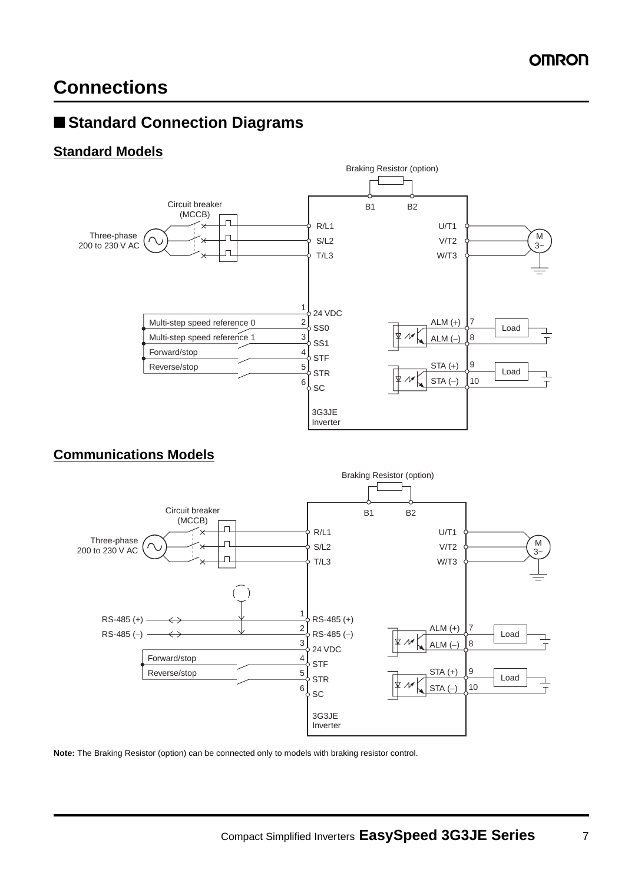# Connections

## ■ Standard Connection Diagrams

### Standard Models

Braking Resistor (option)

B1 B2

Circuit breaker (MCCB)

Three-phase 200 to 230 V AC

R/L1
S/L2
T/L3

U/T1
V/T2
W/T3

M 3~

1 24 VDC
2 SS0 — Multi-step speed reference 0
3 SS1 — Multi-step speed reference 1
4 STF — Forward/stop
5 STR — Reverse/stop
6 SC

7 ALM (+)
8 ALM (–)
Load

9 STA (+)
10 STA (–)
Load

3G3JE Inverter

### Communications Models

Braking Resistor (option)

B1 B2

Circuit breaker (MCCB)

Three-phase 200 to 230 V AC

R/L1
S/L2
T/L3

U/T1
V/T2
W/T3

M 3~

RS-485 (+) — 1 RS-485 (+)
RS-485 (–) — 2 RS-485 (–)
3 24 VDC
4 STF — Forward/stop
5 STR — Reverse/stop
6 SC

7 ALM (+)
8 ALM (–)
Load

9 STA (+)
10 STA (–)
Load

3G3JE Inverter

**Note:** The Braking Resistor (option) can be connected only to models with braking resistor control.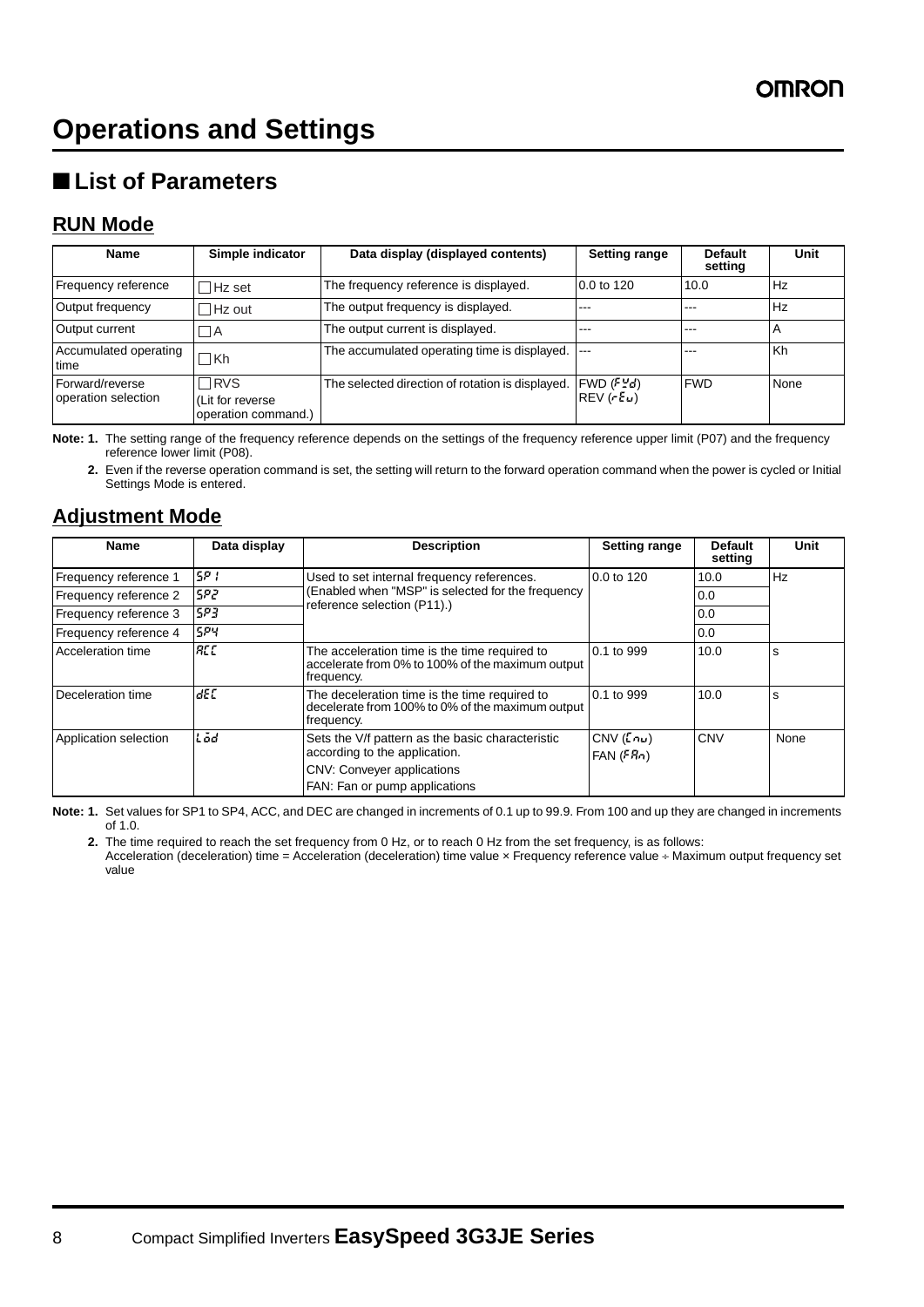# Operations and Settings

## ■ List of Parameters

### RUN Mode

| Name | Simple indicator | Data display (displayed contents) | Setting range | Default setting | Unit |
|---|---|---|---|---|---|
| Frequency reference | □ Hz set | The frequency reference is displayed. | 0.0 to 120 | 10.0 | Hz |
| Output frequency | □ Hz out | The output frequency is displayed. | --- | --- | Hz |
| Output current | □ A | The output current is displayed. | --- | --- | A |
| Accumulated operating time | □ Kh | The accumulated operating time is displayed. | --- | --- | Kh |
| Forward/reverse operation selection | □ RVS (Lit for reverse operation command.) | The selected direction of rotation is displayed. | FWD (FWd) REV (rEv) | FWD | None |

**Note: 1.** The setting range of the frequency reference depends on the settings of the frequency reference upper limit (P07) and the frequency reference lower limit (P08).

**2.** Even if the reverse operation command is set, the setting will return to the forward operation command when the power is cycled or Initial Settings Mode is entered.

### Adjustment Mode

| Name | Data display | Description | Setting range | Default setting | Unit |
|---|---|---|---|---|---|
| Frequency reference 1 | SP1 | Used to set internal frequency references. (Enabled when "MSP" is selected for the frequency reference selection (P11).) | 0.0 to 120 | 10.0 | Hz |
| Frequency reference 2 | SP2 | | | 0.0 | |
| Frequency reference 3 | SP3 | | | 0.0 | |
| Frequency reference 4 | SP4 | | | 0.0 | |
| Acceleration time | ACC | The acceleration time is the time required to accelerate from 0% to 100% of the maximum output frequency. | 0.1 to 999 | 10.0 | s |
| Deceleration time | dEC | The deceleration time is the time required to decelerate from 100% to 0% of the maximum output frequency. | 0.1 to 999 | 10.0 | s |
| Application selection | LOd | Sets the V/f pattern as the basic characteristic according to the application. CNV: Conveyer applications FAN: Fan or pump applications | CNV (Cnv) FAN (FAn) | CNV | None |

**Note: 1.** Set values for SP1 to SP4, ACC, and DEC are changed in increments of 0.1 up to 99.9. From 100 and up they are changed in increments of 1.0.

**2.** The time required to reach the set frequency from 0 Hz, or to reach 0 Hz from the set frequency, is as follows:
Acceleration (deceleration) time = Acceleration (deceleration) time value × Frequency reference value ÷ Maximum output frequency set value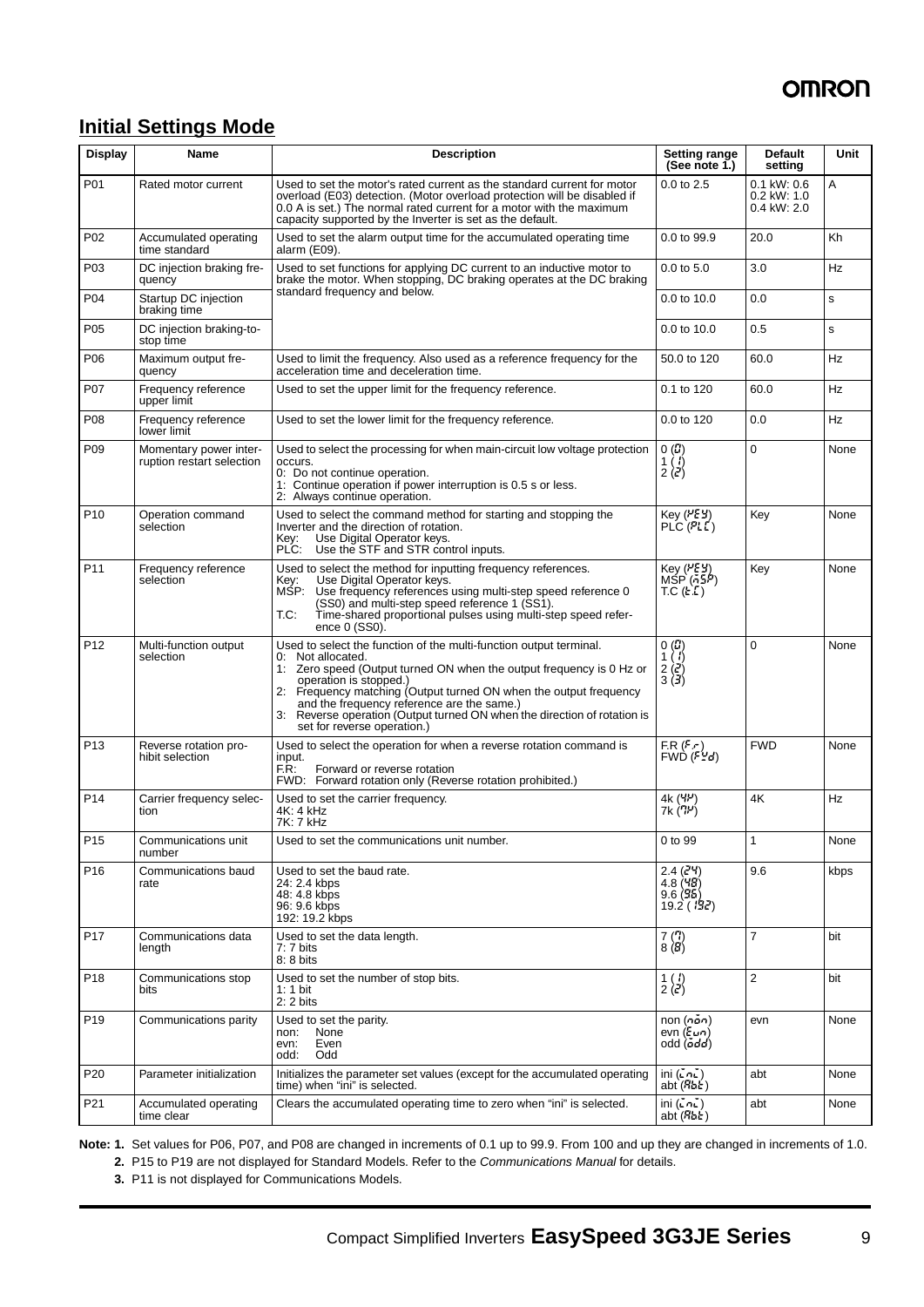## Initial Settings Mode

| Display | Name | Description | Setting range (See note 1.) | Default setting | Unit |
|---|---|---|---|---|---|
| P01 | Rated motor current | Used to set the motor's rated current as the standard current for motor overload (E03) detection. (Motor overload protection will be disabled if 0.0 A is set.) The normal rated current for a motor with the maximum capacity supported by the Inverter is set as the default. | 0.0 to 2.5 | 0.1 kW: 0.6<br>0.2 kW: 1.0<br>0.4 kW: 2.0 | A |
| P02 | Accumulated operating time standard | Used to set the alarm output time for the accumulated operating time alarm (E09). | 0.0 to 99.9 | 20.0 | Kh |
| P03 | DC injection braking frequency | Used to set functions for applying DC current to an inductive motor to brake the motor. When stopping, DC braking operates at the DC braking standard frequency and below. | 0.0 to 5.0 | 3.0 | Hz |
| P04 | Startup DC injection braking time | | 0.0 to 10.0 | 0.0 | s |
| P05 | DC injection braking-to-stop time | | 0.0 to 10.0 | 0.5 | s |
| P06 | Maximum output frequency | Used to limit the frequency. Also used as a reference frequency for the acceleration time and deceleration time. | 50.0 to 120 | 60.0 | Hz |
| P07 | Frequency reference upper limit | Used to set the upper limit for the frequency reference. | 0.1 to 120 | 60.0 | Hz |
| P08 | Frequency reference lower limit | Used to set the lower limit for the frequency reference. | 0.0 to 120 | 0.0 | Hz |
| P09 | Momentary power interruption restart selection | Used to select the processing for when main-circuit low voltage protection occurs.<br>0: Do not continue operation.<br>1: Continue operation if power interruption is 0.5 s or less.<br>2: Always continue operation. | 0 (0)<br>1 (1)<br>2 (2) | 0 | None |
| P10 | Operation command selection | Used to select the command method for starting and stopping the Inverter and the direction of rotation.<br>Key: Use Digital Operator keys.<br>PLC: Use the STF and STR control inputs. | Key (KEY)<br>PLC (PLC) | Key | None |
| P11 | Frequency reference selection | Used to select the method for inputting frequency references.<br>Key: Use Digital Operator keys.<br>MSP: Use frequency references using multi-step speed reference 0 (SS0) and multi-step speed reference 1 (SS1).<br>T.C: Time-shared proportional pulses using multi-step speed reference 0 (SS0). | Key (KEY)<br>MSP (nSP)<br>T.C (t.C) | Key | None |
| P12 | Multi-function output selection | Used to select the function of the multi-function output terminal.<br>0: Not allocated.<br>1: Zero speed (Output turned ON when the output frequency is 0 Hz or operation is stopped.)<br>2: Frequency matching (Output turned ON when the output frequency and the frequency reference are the same.)<br>3: Reverse operation (Output turned ON when the direction of rotation is set for reverse operation.) | 0 (0)<br>1 (1)<br>2 (2)<br>3 (3) | 0 | None |
| P13 | Reverse rotation prohibit selection | Used to select the operation for when a reverse rotation command is input.<br>F.R: Forward or reverse rotation<br>FWD: Forward rotation only (Reverse rotation prohibited.) | F.R (Fr)<br>FWD (FUd) | FWD | None |
| P14 | Carrier frequency selection | Used to set the carrier frequency.<br>4K: 4 kHz<br>7K: 7 kHz | 4k (4K)<br>7k (7K) | 4K | Hz |
| P15 | Communications unit number | Used to set the communications unit number. | 0 to 99 | 1 | None |
| P16 | Communications baud rate | Used to set the baud rate.<br>24: 2.4 kbps<br>48: 4.8 kbps<br>96: 9.6 kbps<br>192: 19.2 kbps | 2.4 (24)<br>4.8 (48)<br>9.6 (96)<br>19.2 (192) | 9.6 | kbps |
| P17 | Communications data length | Used to set the data length.<br>7: 7 bits<br>8: 8 bits | 7 (7)<br>8 (8) | 7 | bit |
| P18 | Communications stop bits | Used to set the number of stop bits.<br>1: 1 bit<br>2: 2 bits | 1 (1)<br>2 (2) | 2 | bit |
| P19 | Communications parity | Used to set the parity.<br>non: None<br>evn: Even<br>odd: Odd | non (non)<br>evn (Eun)<br>odd (odd) | evn | None |
| P20 | Parameter initialization | Initializes the parameter set values (except for the accumulated operating time) when "ini" is selected. | ini (ini)<br>abt (Abt) | abt | None |
| P21 | Accumulated operating time clear | Clears the accumulated operating time to zero when "ini" is selected. | ini (ini)<br>abt (Abt) | abt | None |

**Note: 1.** Set values for P06, P07, and P08 are changed in increments of 0.1 up to 99.9. From 100 and up they are changed in increments of 1.0.

**2.** P15 to P19 are not displayed for Standard Models. Refer to the *Communications Manual* for details.

**3.** P11 is not displayed for Communications Models.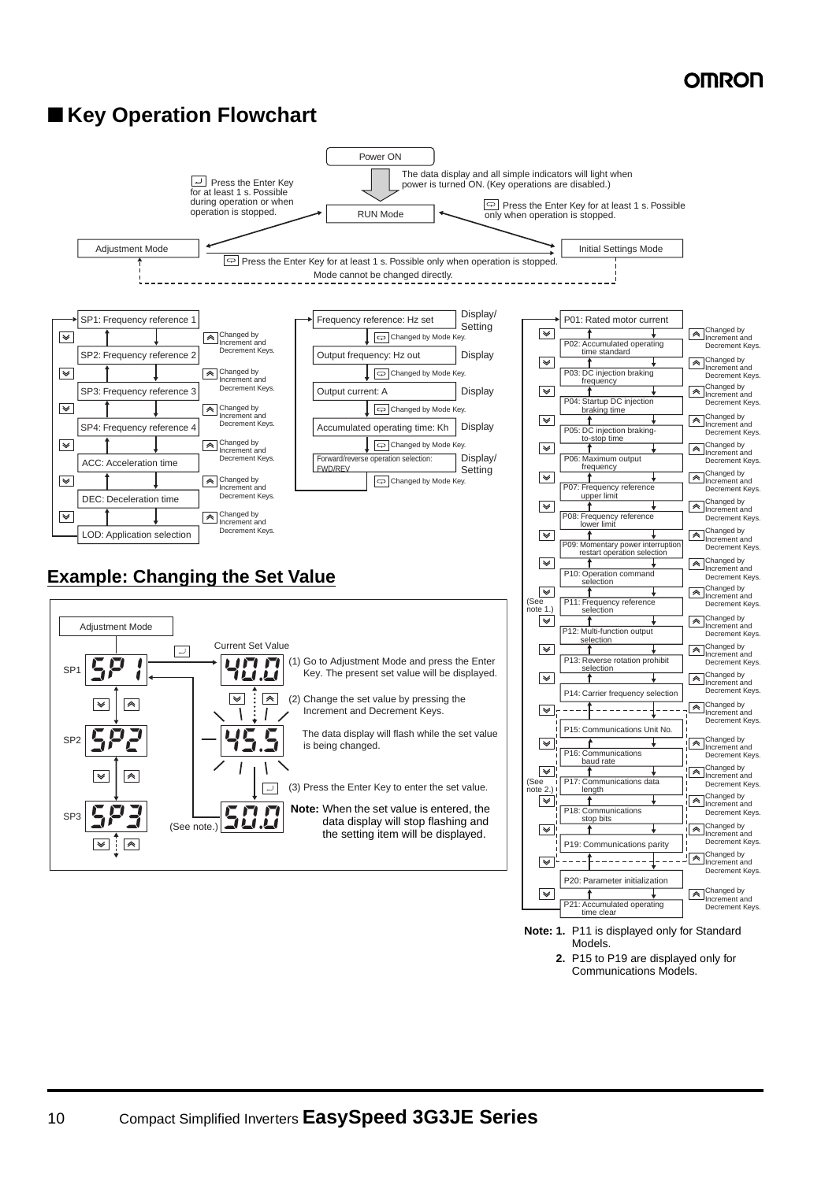## ■ Key Operation Flowchart

Power ON

The data display and all simple indicators will light when power is turned ON. (Key operations are disabled.)

RUN Mode

Press the Enter Key for at least 1 s. Possible during operation or when operation is stopped. → Adjustment Mode

Press the Enter Key for at least 1 s. Possible only when operation is stopped. → Initial Settings Mode

Adjustment Mode ↔ Initial Settings Mode: Press the Enter Key for at least 1 s. Possible only when operation is stopped. Mode cannot be changed directly.

**Adjustment Mode** (items cycled with Increment/Decrement Keys; values changed by Increment and Decrement Keys):

- SP1: Frequency reference 1
- SP2: Frequency reference 2
- SP3: Frequency reference 3
- SP4: Frequency reference 4
- ACC: Acceleration time
- DEC: Deceleration time
- LOD: Application selection

**RUN Mode** (changed by Mode Key):

| Item | Type |
|---|---|
| Frequency reference: Hz set | Display/ Setting |
| Output frequency: Hz out | Display |
| Output current: A | Display |
| Accumulated operating time: Kh | Display |
| Forward/reverse operation selection: FWD/REV | Display/ Setting |

**Initial Settings Mode** (items cycled with Increment/Decrement Keys; values changed by Increment and Decrement Keys):

- P01: Rated motor current
- P02: Accumulated operating time standard
- P03: DC injection braking frequency
- P04: Startup DC injection braking time
- P05: DC injection braking-to-stop time
- P06: Maximum output frequency
- P07: Frequency reference upper limit
- P08: Frequency reference lower limit
- P09: Momentary power interruption restart operation selection
- P10: Operation command selection
- P11: Frequency reference selection (See note 1.)
- P12: Multi-function output selection
- P13: Reverse rotation prohibit selection
- P14: Carrier frequency selection
- P15: Communications Unit No. (See note 2.)
- P16: Communications baud rate (See note 2.)
- P17: Communications data length (See note 2.)
- P18: Communications stop bits (See note 2.)
- P19: Communications parity (See note 2.)
- P20: Parameter initialization
- P21: Accumulated operating time clear

**Note: 1.** P11 is displayed only for Standard Models.

**2.** P15 to P19 are displayed only for Communications Models.

## Example: Changing the Set Value

Adjustment Mode

SP1 → Current Set Value: 40.0

(1) Go to Adjustment Mode and press the Enter Key. The present set value will be displayed.

(2) Change the set value by pressing the Increment and Decrement Keys. (SP2 display: 45.5)

The data display will flash while the set value is being changed.

(3) Press the Enter Key to enter the set value. (SP3 display: 50.0 (See note.))

**Note:** When the set value is entered, the data display will stop flashing and the setting item will be displayed.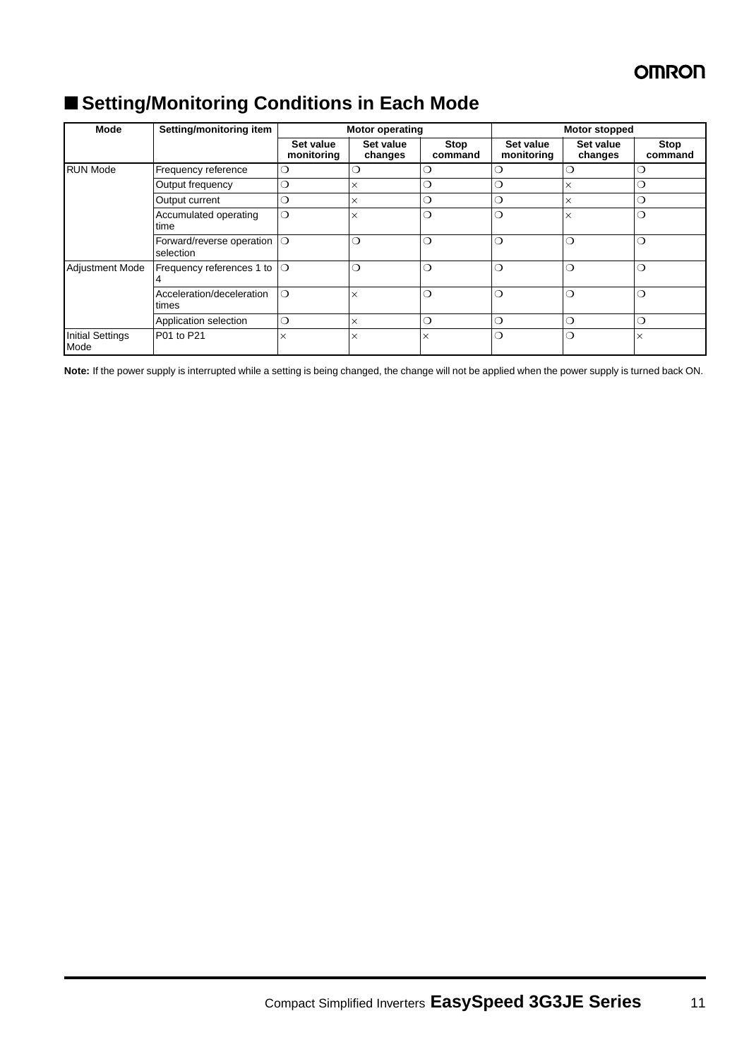## ■ Setting/Monitoring Conditions in Each Mode

| Mode | Setting/monitoring item | Motor operating | | | Motor stopped | | |
|---|---|---|---|---|---|---|---|
| | | Set value monitoring | Set value changes | Stop command | Set value monitoring | Set value changes | Stop command |
| RUN Mode | Frequency reference | ❍ | ❍ | ❍ | ❍ | ❍ | ❍ |
| | Output frequency | ❍ | × | ❍ | ❍ | × | ❍ |
| | Output current | ❍ | × | ❍ | ❍ | × | ❍ |
| | Accumulated operating time | ❍ | × | ❍ | ❍ | × | ❍ |
| | Forward/reverse operation selection | ❍ | ❍ | ❍ | ❍ | ❍ | ❍ |
| Adjustment Mode | Frequency references 1 to 4 | ❍ | ❍ | ❍ | ❍ | ❍ | ❍ |
| | Acceleration/deceleration times | ❍ | × | ❍ | ❍ | ❍ | ❍ |
| | Application selection | ❍ | × | ❍ | ❍ | ❍ | ❍ |
| Initial Settings Mode | P01 to P21 | × | × | × | ❍ | ❍ | × |

**Note:** If the power supply is interrupted while a setting is being changed, the change will not be applied when the power supply is turned back ON.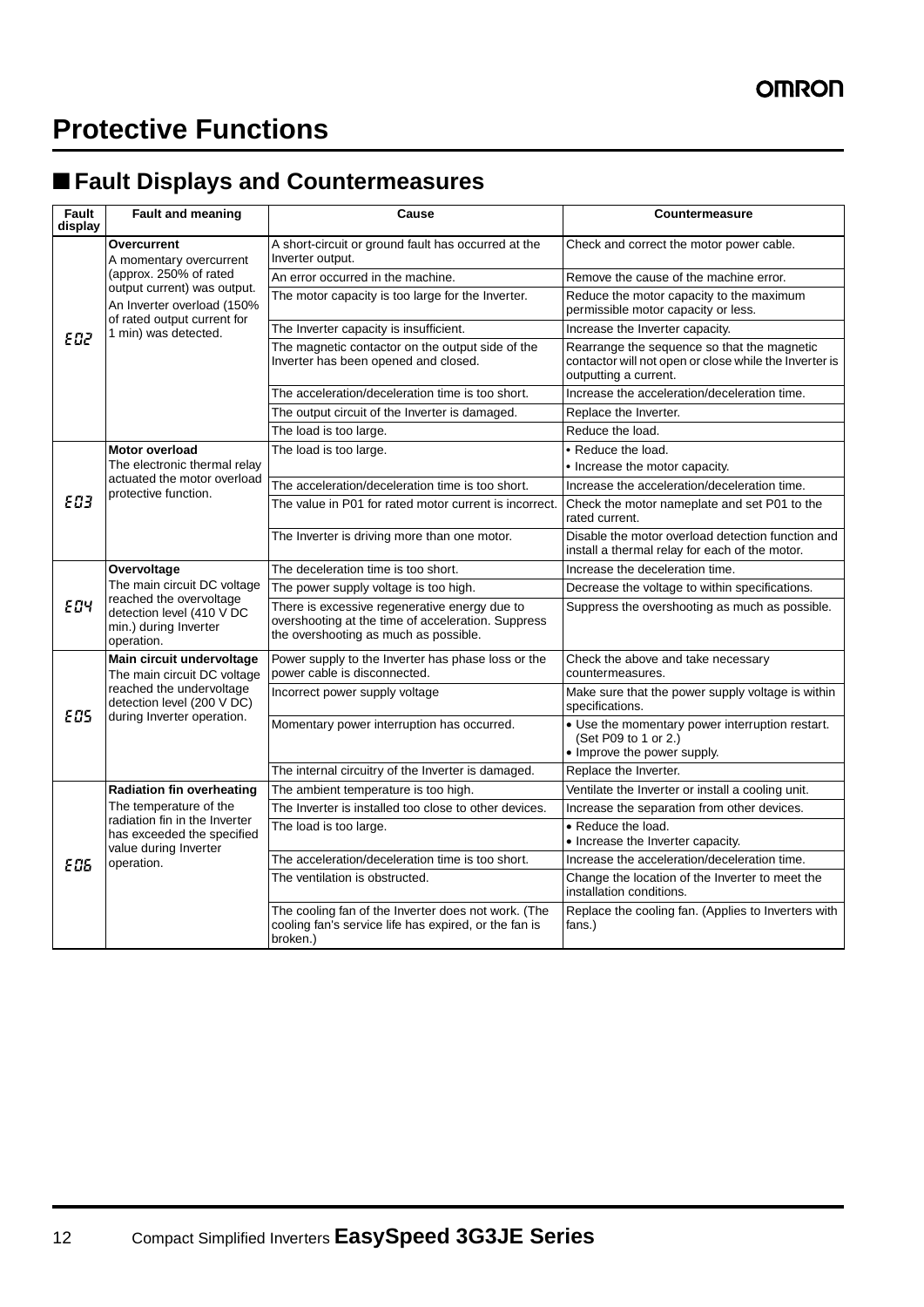# Protective Functions

## ■ Fault Displays and Countermeasures

| Fault display | Fault and meaning | Cause | Countermeasure |
|---|---|---|---|
| E02 | **Overcurrent** A momentary overcurrent (approx. 250% of rated output current) was output. An Inverter overload (150% of rated output current for 1 min) was detected. | A short-circuit or ground fault has occurred at the Inverter output. | Check and correct the motor power cable. |
| | | An error occurred in the machine. | Remove the cause of the machine error. |
| | | The motor capacity is too large for the Inverter. | Reduce the motor capacity to the maximum permissible motor capacity or less. |
| | | The Inverter capacity is insufficient. | Increase the Inverter capacity. |
| | | The magnetic contactor on the output side of the Inverter has been opened and closed. | Rearrange the sequence so that the magnetic contactor will not open or close while the Inverter is outputting a current. |
| | | The acceleration/deceleration time is too short. | Increase the acceleration/deceleration time. |
| | | The output circuit of the Inverter is damaged. | Replace the Inverter. |
| | | The load is too large. | Reduce the load. |
| E03 | **Motor overload** The electronic thermal relay actuated the motor overload protective function. | The load is too large. | • Reduce the load.<br>• Increase the motor capacity. |
| | | The acceleration/deceleration time is too short. | Increase the acceleration/deceleration time. |
| | | The value in P01 for rated motor current is incorrect. | Check the motor nameplate and set P01 to the rated current. |
| | | The Inverter is driving more than one motor. | Disable the motor overload detection function and install a thermal relay for each of the motor. |
| E04 | **Overvoltage** The main circuit DC voltage reached the overvoltage detection level (410 V DC min.) during Inverter operation. | The deceleration time is too short. | Increase the deceleration time. |
| | | The power supply voltage is too high. | Decrease the voltage to within specifications. |
| | | There is excessive regenerative energy due to overshooting at the time of acceleration. Suppress the overshooting as much as possible. | Suppress the overshooting as much as possible. |
| E05 | **Main circuit undervoltage** The main circuit DC voltage reached the undervoltage detection level (200 V DC) during Inverter operation. | Power supply to the Inverter has phase loss or the power cable is disconnected. | Check the above and take necessary countermeasures. |
| | | Incorrect power supply voltage | Make sure that the power supply voltage is within specifications. |
| | | Momentary power interruption has occurred. | • Use the momentary power interruption restart. (Set P09 to 1 or 2.)<br>• Improve the power supply. |
| | | The internal circuitry of the Inverter is damaged. | Replace the Inverter. |
| E06 | **Radiation fin overheating** The temperature of the radiation fin in the Inverter has exceeded the specified value during Inverter operation. | The ambient temperature is too high. | Ventilate the Inverter or install a cooling unit. |
| | | The Inverter is installed too close to other devices. | Increase the separation from other devices. |
| | | The load is too large. | • Reduce the load.<br>• Increase the Inverter capacity. |
| | | The acceleration/deceleration time is too short. | Increase the acceleration/deceleration time. |
| | | The ventilation is obstructed. | Change the location of the Inverter to meet the installation conditions. |
| | | The cooling fan of the Inverter does not work. (The cooling fan's service life has expired, or the fan is broken.) | Replace the cooling fan. (Applies to Inverters with fans.) |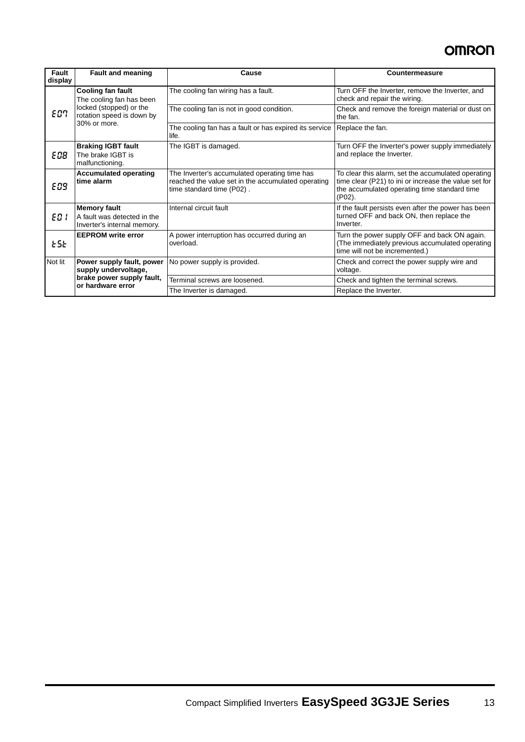| Fault display | Fault and meaning | Cause | Countermeasure |
|---|---|---|---|
| E07 | **Cooling fan fault** The cooling fan has been locked (stopped) or the rotation speed is down by 30% or more. | The cooling fan wiring has a fault. | Turn OFF the Inverter, remove the Inverter, and check and repair the wiring. |
| | | The cooling fan is not in good condition. | Check and remove the foreign material or dust on the fan. |
| | | The cooling fan has a fault or has expired its service life. | Replace the fan. |
| E08 | **Braking IGBT fault** The brake IGBT is malfunctioning. | The IGBT is damaged. | Turn OFF the Inverter's power supply immediately and replace the Inverter. |
| E09 | **Accumulated operating time alarm** | The Inverter's accumulated operating time has reached the value set in the accumulated operating time standard time (P02) . | To clear this alarm, set the accumulated operating time clear (P21) to ini or increase the value set for the accumulated operating time standard time (P02). |
| E01 | **Memory fault** A fault was detected in the Inverter's internal memory. | Internal circuit fault | If the fault persists even after the power has been turned OFF and back ON, then replace the Inverter. |
| tSt | **EEPROM write error** | A power interruption has occurred during an overload. | Turn the power supply OFF and back ON again. (The immediately previous accumulated operating time will not be incremented.) |
| Not lit | **Power supply fault, power supply undervoltage, brake power supply fault, or hardware error** | No power supply is provided. | Check and correct the power supply wire and voltage. |
| | | Terminal screws are loosened. | Check and tighten the terminal screws. |
| | | The Inverter is damaged. | Replace the Inverter. |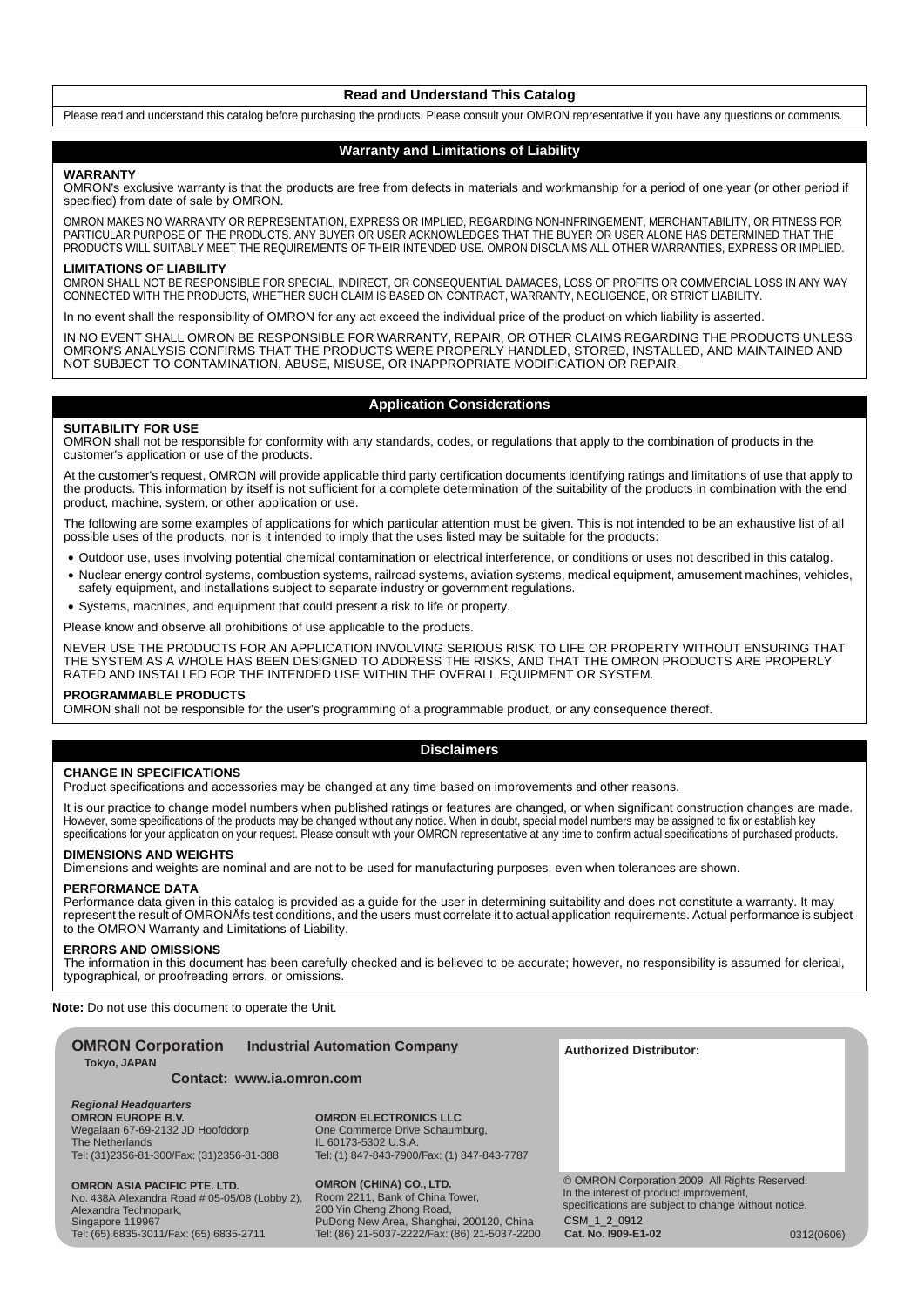## Read and Understand This Catalog

Please read and understand this catalog before purchasing the products. Please consult your OMRON representative if you have any questions or comments.

## Warranty and Limitations of Liability

### WARRANTY

OMRON's exclusive warranty is that the products are free from defects in materials and workmanship for a period of one year (or other period if specified) from date of sale by OMRON.

OMRON MAKES NO WARRANTY OR REPRESENTATION, EXPRESS OR IMPLIED, REGARDING NON-INFRINGEMENT, MERCHANTABILITY, OR FITNESS FOR PARTICULAR PURPOSE OF THE PRODUCTS. ANY BUYER OR USER ACKNOWLEDGES THAT THE BUYER OR USER ALONE HAS DETERMINED THAT THE PRODUCTS WILL SUITABLY MEET THE REQUIREMENTS OF THEIR INTENDED USE. OMRON DISCLAIMS ALL OTHER WARRANTIES, EXPRESS OR IMPLIED.

### LIMITATIONS OF LIABILITY

OMRON SHALL NOT BE RESPONSIBLE FOR SPECIAL, INDIRECT, OR CONSEQUENTIAL DAMAGES, LOSS OF PROFITS OR COMMERCIAL LOSS IN ANY WAY CONNECTED WITH THE PRODUCTS, WHETHER SUCH CLAIM IS BASED ON CONTRACT, WARRANTY, NEGLIGENCE, OR STRICT LIABILITY.

In no event shall the responsibility of OMRON for any act exceed the individual price of the product on which liability is asserted.

IN NO EVENT SHALL OMRON BE RESPONSIBLE FOR WARRANTY, REPAIR, OR OTHER CLAIMS REGARDING THE PRODUCTS UNLESS OMRON'S ANALYSIS CONFIRMS THAT THE PRODUCTS WERE PROPERLY HANDLED, STORED, INSTALLED, AND MAINTAINED AND NOT SUBJECT TO CONTAMINATION, ABUSE, MISUSE, OR INAPPROPRIATE MODIFICATION OR REPAIR.

## Application Considerations

### SUITABILITY FOR USE

OMRON shall not be responsible for conformity with any standards, codes, or regulations that apply to the combination of products in the customer's application or use of the products.

At the customer's request, OMRON will provide applicable third party certification documents identifying ratings and limitations of use that apply to the products. This information by itself is not sufficient for a complete determination of the suitability of the products in combination with the end product, machine, system, or other application or use.

The following are some examples of applications for which particular attention must be given. This is not intended to be an exhaustive list of all possible uses of the products, nor is it intended to imply that the uses listed may be suitable for the products:

- Outdoor use, uses involving potential chemical contamination or electrical interference, or conditions or uses not described in this catalog.
- Nuclear energy control systems, combustion systems, railroad systems, aviation systems, medical equipment, amusement machines, vehicles, safety equipment, and installations subject to separate industry or government regulations.
- Systems, machines, and equipment that could present a risk to life or property.

Please know and observe all prohibitions of use applicable to the products.

NEVER USE THE PRODUCTS FOR AN APPLICATION INVOLVING SERIOUS RISK TO LIFE OR PROPERTY WITHOUT ENSURING THAT THE SYSTEM AS A WHOLE HAS BEEN DESIGNED TO ADDRESS THE RISKS, AND THAT THE OMRON PRODUCTS ARE PROPERLY RATED AND INSTALLED FOR THE INTENDED USE WITHIN THE OVERALL EQUIPMENT OR SYSTEM.

### PROGRAMMABLE PRODUCTS

OMRON shall not be responsible for the user's programming of a programmable product, or any consequence thereof.

## Disclaimers

### CHANGE IN SPECIFICATIONS

Product specifications and accessories may be changed at any time based on improvements and other reasons.

It is our practice to change model numbers when published ratings or features are changed, or when significant construction changes are made. However, some specifications of the products may be changed without any notice. When in doubt, special model numbers may be assigned to fix or establish key specifications for your application on your request. Please consult with your OMRON representative at any time to confirm actual specifications of purchased products.

### DIMENSIONS AND WEIGHTS

Dimensions and weights are nominal and are not to be used for manufacturing purposes, even when tolerances are shown.

### PERFORMANCE DATA

Performance data given in this catalog is provided as a guide for the user in determining suitability and does not constitute a warranty. It may represent the result of OMRONÅfs test conditions, and the users must correlate it to actual application requirements. Actual performance is subject to the OMRON Warranty and Limitations of Liability.

### ERRORS AND OMISSIONS

The information in this document has been carefully checked and is believed to be accurate; however, no responsibility is assumed for clerical, typographical, or proofreading errors, or omissions.

**Note:** Do not use this document to operate the Unit.

**OMRON Corporation** **Industrial Automation Company**
**Tokyo, JAPAN**

**Contact: www.ia.omron.com**

***Regional Headquarters***

**OMRON EUROPE B.V.**
Wegalaan 67-69-2132 JD Hoofddorp
The Netherlands
Tel: (31)2356-81-300/Fax: (31)2356-81-388

**OMRON ELECTRONICS LLC**
One Commerce Drive Schaumburg,
IL 60173-5302 U.S.A.
Tel: (1) 847-843-7900/Fax: (1) 847-843-7787

**OMRON ASIA PACIFIC PTE. LTD.**
No. 438A Alexandra Road # 05-05/08 (Lobby 2),
Alexandra Technopark,
Singapore 119967
Tel: (65) 6835-3011/Fax: (65) 6835-2711

**OMRON (CHINA) CO., LTD.**
Room 2211, Bank of China Tower,
200 Yin Cheng Zhong Road,
PuDong New Area, Shanghai, 200120, China
Tel: (86) 21-5037-2222/Fax: (86) 21-5037-2200

**Authorized Distributor:**

© OMRON Corporation 2009 All Rights Reserved.
In the interest of product improvement,
specifications are subject to change without notice.

CSM_1_2_0912
**Cat. No. I909-E1-02** 0312(0606)